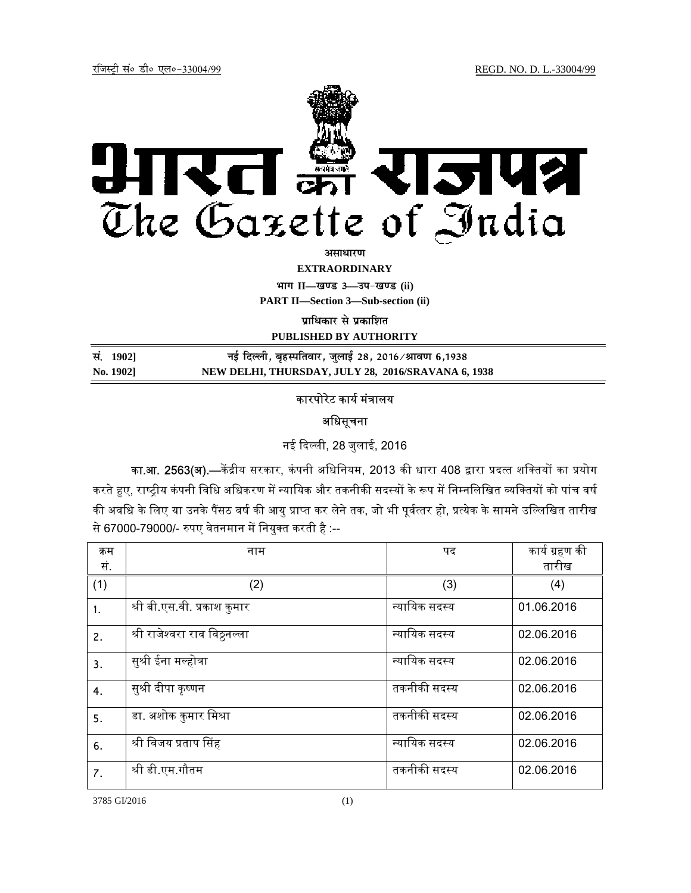रजिस्ट्री सं० डी० एल०-33004/99 REGD. NO. D. L.-33004/99

# भारत का राजपत्र
# The Gazette of India

**असाधारण**

**EXTRAORDINARY**

**भाग II—खण्ड 3—उप-खण्ड (ii)**

**PART II—Section 3—Sub-section (ii)**

**प्राधिकार से प्रकाशित**

**PUBLISHED BY AUTHORITY**

**सं. 1902] नई दिल्ली, बृहस्पतिवार, जुलाई 28, 2016/श्रावण 6,1938**

**No. 1902] NEW DELHI, THURSDAY, JULY 28, 2016/SRAVANA 6, 1938**

कारपोरेट कार्य मंत्रालय

अधिसूचना

नई दिल्ली, 28 जुलाई, 2016

**का.आ. 2563(अ).**—केंद्रीय सरकार, कंपनी अधिनियम, 2013 की धारा 408 द्वारा प्रदत्त शक्तियों का प्रयोग करते हुए, राष्ट्रीय कंपनी विधि अधिकरण में न्यायिक और तकनीकी सदस्यों के रूप में निम्नलिखित व्यक्तियों को पांच वर्ष की अवधि के लिए या उनके पैंसठ वर्ष की आयु प्राप्त कर लेने तक, जो भी पूर्वत्तर हो, प्रत्येक के सामने उल्लिखित तारीख से 67000-79000/- रुपए वेतनमान में नियुक्त करती है :--

| क्रम सं. | नाम | पद | कार्य ग्रहण की तारीख |
|---|---|---|---|
| (1) | (2) | (3) | (4) |
| 1. | श्री बी.एस.वी. प्रकाश कुमार | न्यायिक सदस्य | 01.06.2016 |
| 2. | श्री राजेश्वरा राव विठ्ठनल्ला | न्यायिक सदस्य | 02.06.2016 |
| 3. | सुश्री ईना मल्होत्रा | न्यायिक सदस्य | 02.06.2016 |
| 4. | सुश्री दीपा कृष्णन | तकनीकी सदस्य | 02.06.2016 |
| 5. | डा. अशोक कुमार मिश्रा | तकनीकी सदस्य | 02.06.2016 |
| 6. | श्री विजय प्रताप सिंह | न्यायिक सदस्य | 02.06.2016 |
| 7. | श्री डी.एम.गौतम | तकनीकी सदस्य | 02.06.2016 |

3785 GI/2016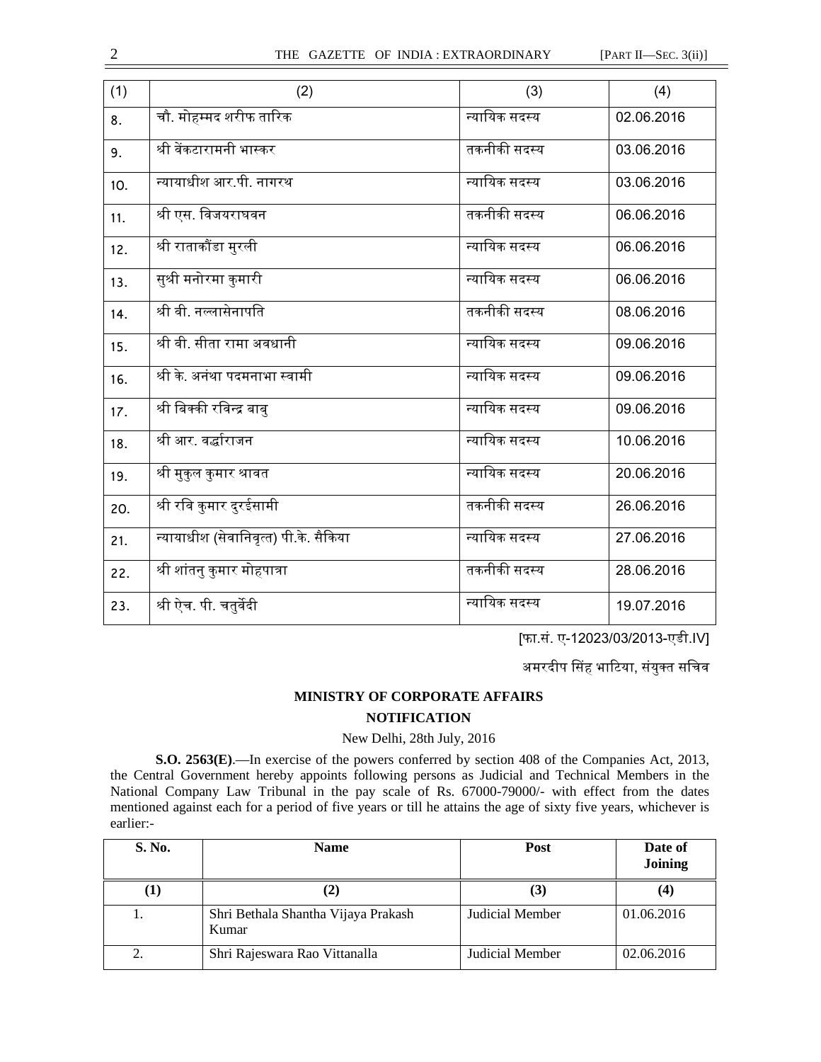| (1) | (2) | (3) | (4) |
|---|---|---|---|
| 8. | चौ. मोहम्मद शरीफ तारिक | न्यायिक सदस्य | 02.06.2016 |
| 9. | श्री वेंकटारामनी भास्कर | तकनीकी सदस्य | 03.06.2016 |
| 10. | न्यायाधीश आर.पी. नागरथ | न्यायिक सदस्य | 03.06.2016 |
| 11. | श्री एस. विजयराघवन | तकनीकी सदस्य | 06.06.2016 |
| 12. | श्री राताकौंडा मुरली | न्यायिक सदस्य | 06.06.2016 |
| 13. | सुश्री मनोरमा कुमारी | न्यायिक सदस्य | 06.06.2016 |
| 14. | श्री वी. नल्लासेनापति | तकनीकी सदस्य | 08.06.2016 |
| 15. | श्री वी. सीता रामा अवधानी | न्यायिक सदस्य | 09.06.2016 |
| 16. | श्री के. अनंथा पदमनाभा स्वामी | न्यायिक सदस्य | 09.06.2016 |
| 17. | श्री बिक्की रविन्द्र बाबु | न्यायिक सदस्य | 09.06.2016 |
| 18. | श्री आर. वर्द्धाराजन | न्यायिक सदस्य | 10.06.2016 |
| 19. | श्री मुकुल कुमार श्रावत | न्यायिक सदस्य | 20.06.2016 |
| 20. | श्री रवि कुमार दुरईसामी | तकनीकी सदस्य | 26.06.2016 |
| 21. | न्यायाधीश (सेवानिवृत्त) पी.के. सैकिया | न्यायिक सदस्य | 27.06.2016 |
| 22. | श्री शांतनु कुमार मोहपात्रा | तकनीकी सदस्य | 28.06.2016 |
| 23. | श्री ऐच. पी. चतुर्वेदी | न्यायिक सदस्य | 19.07.2016 |

[फा.सं. ए-12023/03/2013-एडी.IV]

अमरदीप सिंह भाटिया, संयुक्त सचिव

## MINISTRY OF CORPORATE AFFAIRS

## NOTIFICATION

New Delhi, 28th July, 2016

**S.O. 2563(E)**.—In exercise of the powers conferred by section 408 of the Companies Act, 2013, the Central Government hereby appoints following persons as Judicial and Technical Members in the National Company Law Tribunal in the pay scale of Rs. 67000-79000/- with effect from the dates mentioned against each for a period of five years or till he attains the age of sixty five years, whichever is earlier:-

| S. No. | Name | Post | Date of Joining |
|---|---|---|---|
| **(1)** | **(2)** | **(3)** | **(4)** |
| 1. | Shri Bethala Shantha Vijaya Prakash Kumar | Judicial Member | 01.06.2016 |
| 2. | Shri Rajeswara Rao Vittanalla | Judicial Member | 02.06.2016 |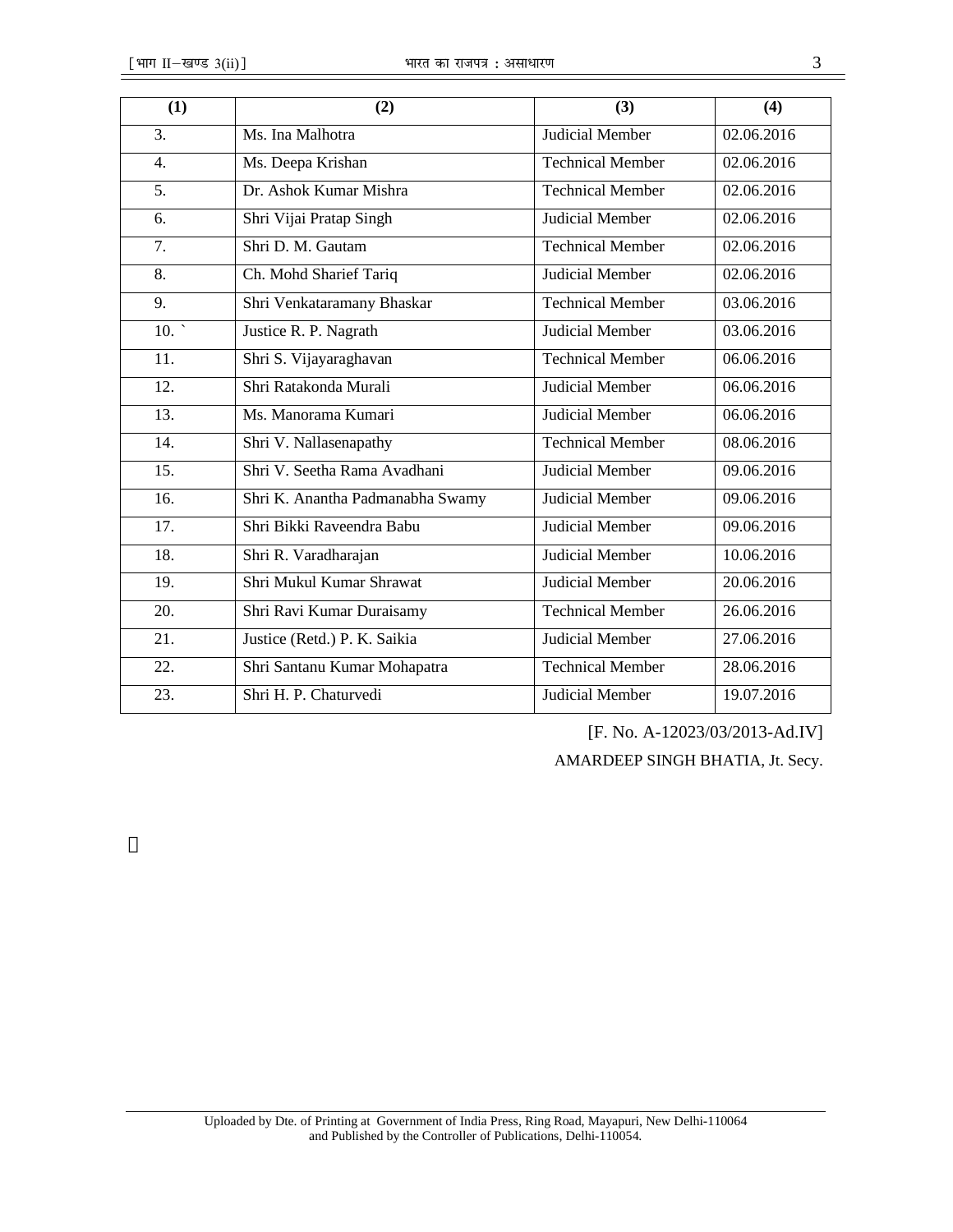| (1) | (2) | (3) | (4) |
|---|---|---|---|
| 3. | Ms. Ina Malhotra | Judicial Member | 02.06.2016 |
| 4. | Ms. Deepa Krishan | Technical Member | 02.06.2016 |
| 5. | Dr. Ashok Kumar Mishra | Technical Member | 02.06.2016 |
| 6. | Shri Vijai Pratap Singh | Judicial Member | 02.06.2016 |
| 7. | Shri D. M. Gautam | Technical Member | 02.06.2016 |
| 8. | Ch. Mohd Sharief Tariq | Judicial Member | 02.06.2016 |
| 9. | Shri Venkataramany Bhaskar | Technical Member | 03.06.2016 |
| 10. ` | Justice R. P. Nagrath | Judicial Member | 03.06.2016 |
| 11. | Shri S. Vijayaraghavan | Technical Member | 06.06.2016 |
| 12. | Shri Ratakonda Murali | Judicial Member | 06.06.2016 |
| 13. | Ms. Manorama Kumari | Judicial Member | 06.06.2016 |
| 14. | Shri V. Nallasenapathy | Technical Member | 08.06.2016 |
| 15. | Shri V. Seetha Rama Avadhani | Judicial Member | 09.06.2016 |
| 16. | Shri K. Anantha Padmanabha Swamy | Judicial Member | 09.06.2016 |
| 17. | Shri Bikki Raveendra Babu | Judicial Member | 09.06.2016 |
| 18. | Shri R. Varadharajan | Judicial Member | 10.06.2016 |
| 19. | Shri Mukul Kumar Shrawat | Judicial Member | 20.06.2016 |
| 20. | Shri Ravi Kumar Duraisamy | Technical Member | 26.06.2016 |
| 21. | Justice (Retd.) P. K. Saikia | Judicial Member | 27.06.2016 |
| 22. | Shri Santanu Kumar Mohapatra | Technical Member | 28.06.2016 |
| 23. | Shri H. P. Chaturvedi | Judicial Member | 19.07.2016 |

[F. No. A-12023/03/2013-Ad.IV]

AMARDEEP SINGH BHATIA, Jt. Secy.

Uploaded by Dte. of Printing at Government of India Press, Ring Road, Mayapuri, New Delhi-110064 and Published by the Controller of Publications, Delhi-110054.